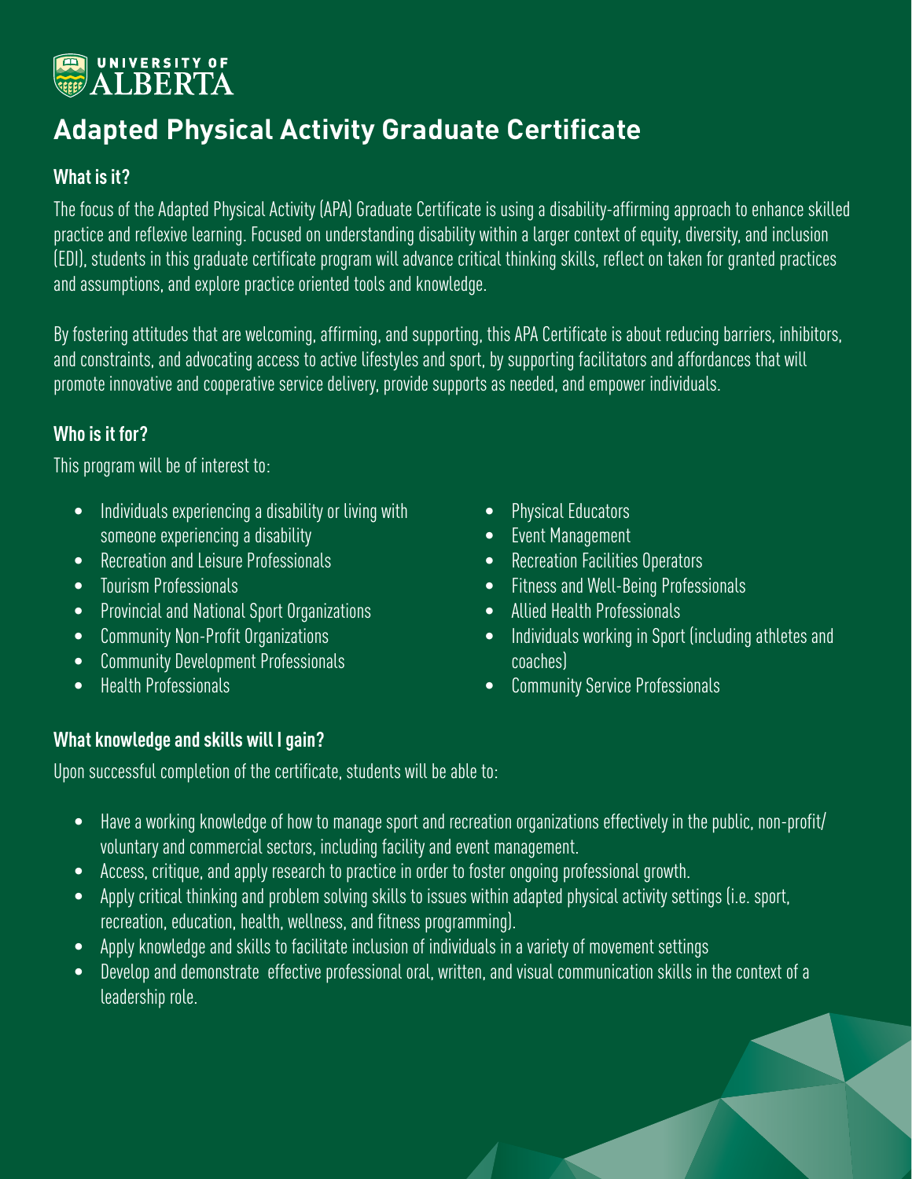UNIVERSITY OF ALBERTA

# Adapted Physical Activity Graduate Certificate

## What is it?

The focus of the Adapted Physical Activity (APA) Graduate Certificate is using a disability-affirming approach to enhance skilled practice and reflexive learning. Focused on understanding disability within a larger context of equity, diversity, and inclusion (EDI), students in this graduate certificate program will advance critical thinking skills, reflect on taken for granted practices and assumptions, and explore practice oriented tools and knowledge.

By fostering attitudes that are welcoming, affirming, and supporting, this APA Certificate is about reducing barriers, inhibitors, and constraints, and advocating access to active lifestyles and sport, by supporting facilitators and affordances that will promote innovative and cooperative service delivery, provide supports as needed, and empower individuals.

## Who is it for?

This program will be of interest to:

- Individuals experiencing a disability or living with someone experiencing a disability
- Recreation and Leisure Professionals
- Tourism Professionals
- Provincial and National Sport Organizations
- Community Non-Profit Organizations
- Community Development Professionals
- Health Professionals
- Physical Educators
- Event Management
- Recreation Facilities Operators
- Fitness and Well-Being Professionals
- Allied Health Professionals
- Individuals working in Sport (including athletes and coaches)
- Community Service Professionals

## What knowledge and skills will I gain?

Upon successful completion of the certificate, students will be able to:

- Have a working knowledge of how to manage sport and recreation organizations effectively in the public, non-profit/voluntary and commercial sectors, including facility and event management.
- Access, critique, and apply research to practice in order to foster ongoing professional growth.
- Apply critical thinking and problem solving skills to issues within adapted physical activity settings (i.e. sport, recreation, education, health, wellness, and fitness programming).
- Apply knowledge and skills to facilitate inclusion of individuals in a variety of movement settings
- Develop and demonstrate effective professional oral, written, and visual communication skills in the context of a leadership role.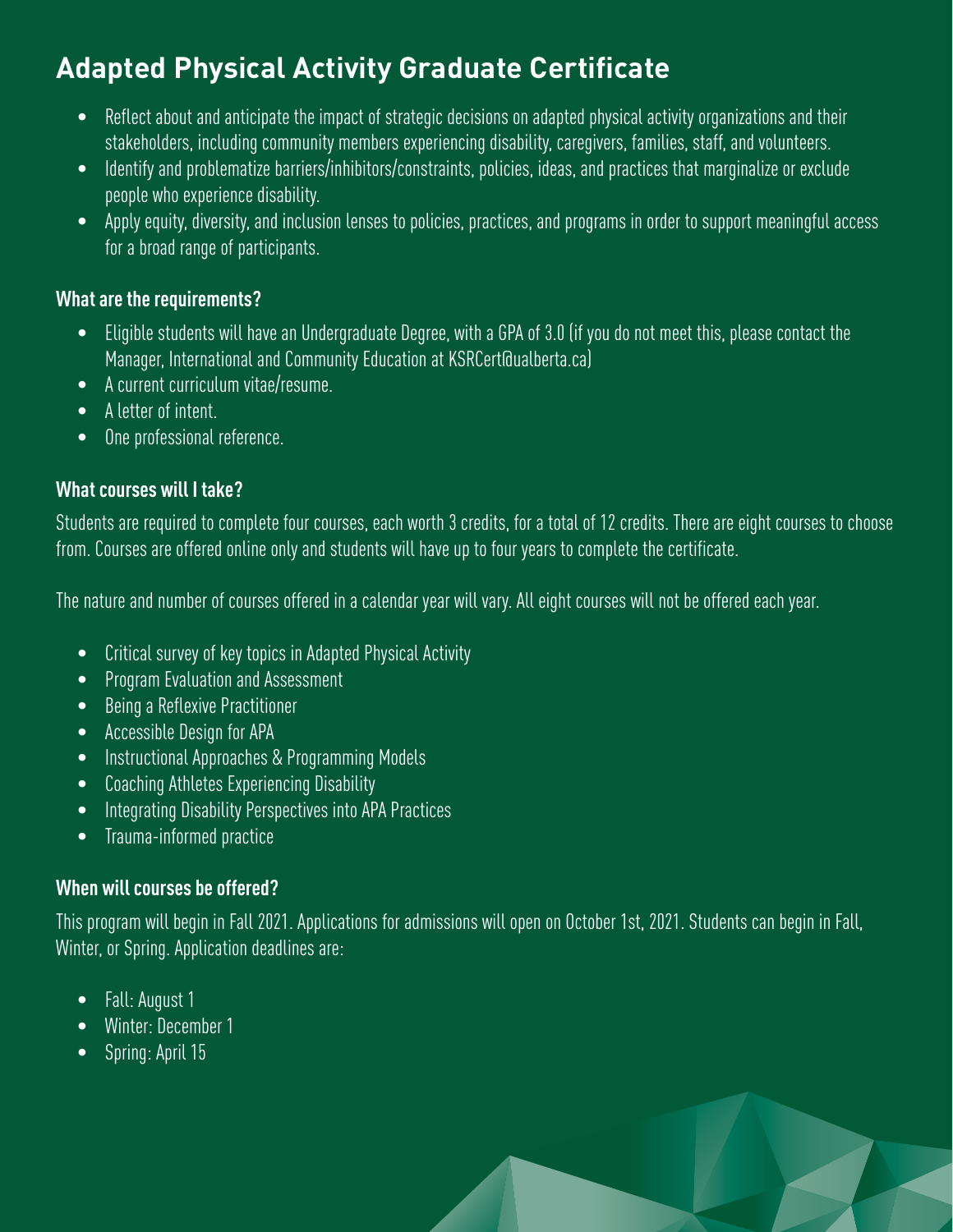## Adapted Physical Activity Graduate Certificate

- Reflect about and anticipate the impact of strategic decisions on adapted physical activity organizations and their stakeholders, including community members experiencing disability, caregivers, families, staff, and volunteers.
- Identify and problematize barriers/inhibitors/constraints, policies, ideas, and practices that marginalize or exclude people who experience disability.
- Apply equity, diversity, and inclusion lenses to policies, practices, and programs in order to support meaningful access for a broad range of participants.

### What are the requirements?

- Eligible students will have an Undergraduate Degree, with a GPA of 3.0 (if you do not meet this, please contact the Manager, International and Community Education at KSRCert@ualberta.ca)
- A current curriculum vitae/resume.
- A letter of intent.
- One professional reference.

### What courses will I take?

Students are required to complete four courses, each worth 3 credits, for a total of 12 credits. There are eight courses to choose from. Courses are offered online only and students will have up to four years to complete the certificate.

The nature and number of courses offered in a calendar year will vary. All eight courses will not be offered each year.

- Critical survey of key topics in Adapted Physical Activity
- Program Evaluation and Assessment
- Being a Reflexive Practitioner
- Accessible Design for APA
- Instructional Approaches & Programming Models
- Coaching Athletes Experiencing Disability
- Integrating Disability Perspectives into APA Practices
- Trauma-informed practice

### When will courses be offered?

This program will begin in Fall 2021. Applications for admissions will open on October 1st, 2021. Students can begin in Fall, Winter, or Spring. Application deadlines are:

- Fall: August 1
- Winter: December 1
- Spring: April 15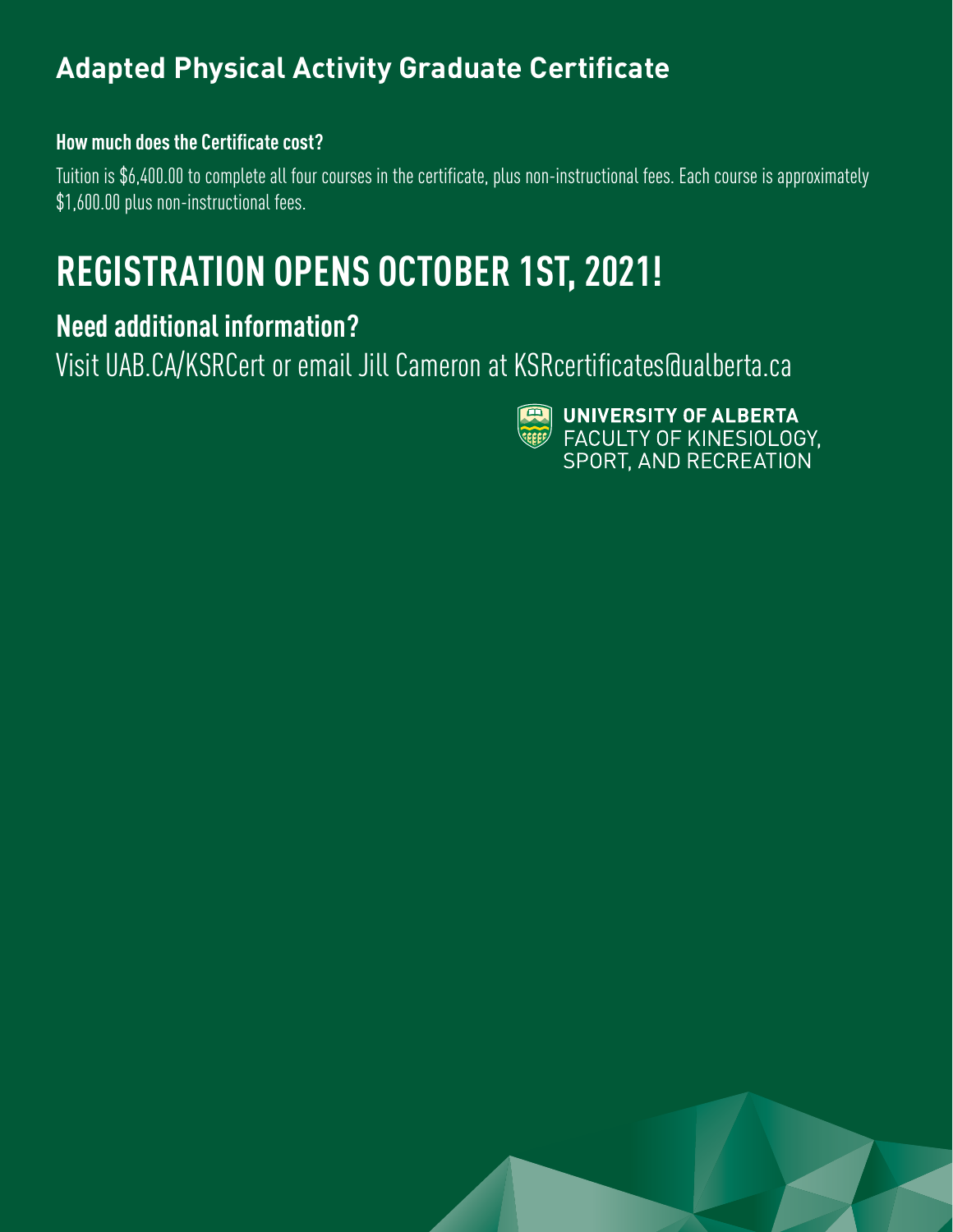## Adapted Physical Activity Graduate Certificate

### How much does the Certificate cost?

Tuition is $6,400.00 to complete all four courses in the certificate, plus non-instructional fees. Each course is approximately $1,600.00 plus non-instructional fees.

# REGISTRATION OPENS OCTOBER 1ST, 2021!

## Need additional information?

Visit UAB.CA/KSRCert or email Jill Cameron at KSRcertificates@ualberta.ca

**UNIVERSITY OF ALBERTA**
FACULTY OF KINESIOLOGY, SPORT, AND RECREATION